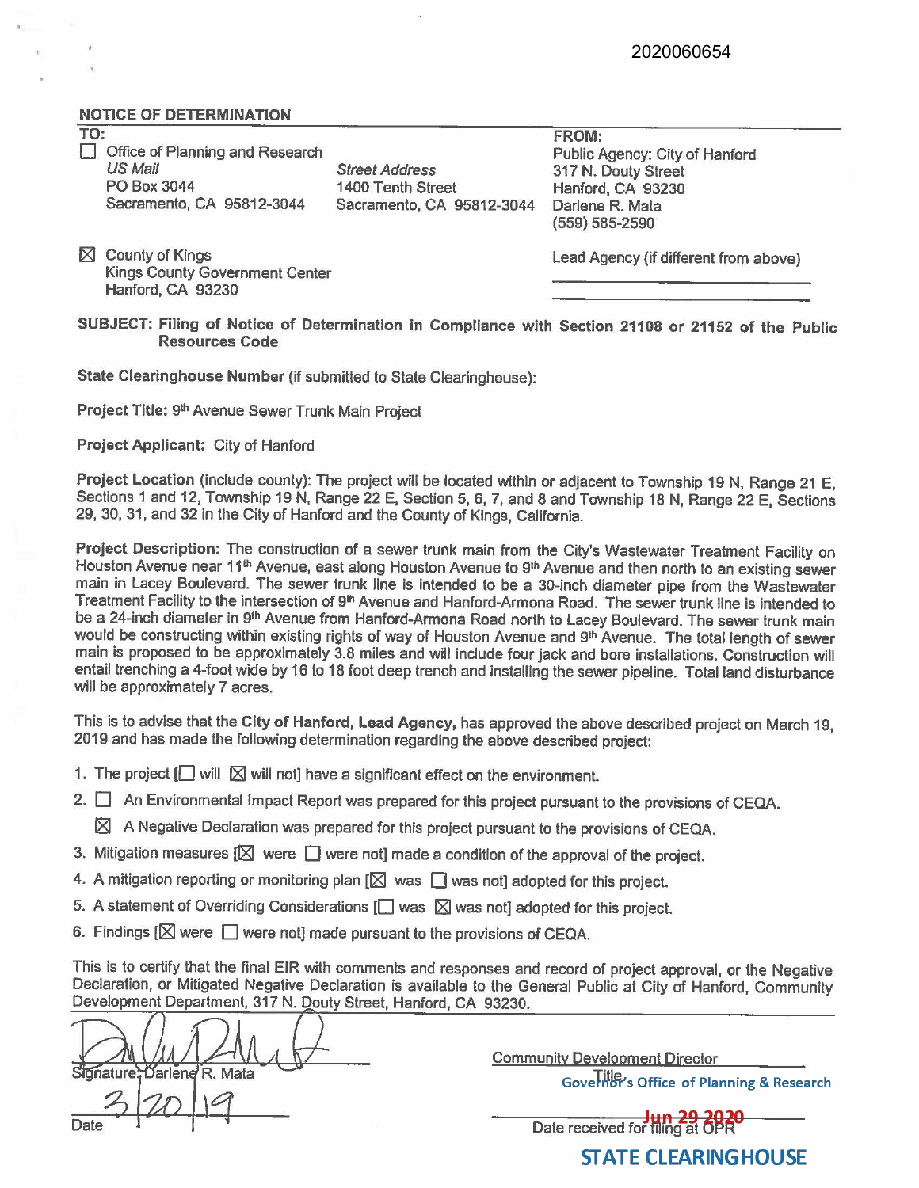2020060654

## NOTICE OF DETERMINATION

**TO:**

☐ Office of Planning and Research
*US Mail*
PO Box 3044
Sacramento, CA 95812-3044

*Street Address*
1400 Tenth Street
Sacramento, CA 95812-3044

☒ County of Kings
Kings County Government Center
Hanford, CA 93230

**FROM:**
Public Agency: City of Hanford
317 N. Douty Street
Hanford, CA 93230
Darlene R. Mata
(559) 585-2590

Lead Agency (if different from above)

**SUBJECT: Filing of Notice of Determination in Compliance with Section 21108 or 21152 of the Public Resources Code**

**State Clearinghouse Number** (if submitted to State Clearinghouse):

**Project Title:** 9th Avenue Sewer Trunk Main Project

**Project Applicant:** City of Hanford

**Project Location** (include county): The project will be located within or adjacent to Township 19 N, Range 21 E, Sections 1 and 12, Township 19 N, Range 22 E, Section 5, 6, 7, and 8 and Township 18 N, Range 22 E, Sections 29, 30, 31, and 32 in the City of Hanford and the County of Kings, California.

**Project Description:** The construction of a sewer trunk main from the City's Wastewater Treatment Facility on Houston Avenue near 11th Avenue, east along Houston Avenue to 9th Avenue and then north to an existing sewer main in Lacey Boulevard. The sewer trunk line is intended to be a 30-inch diameter pipe from the Wastewater Treatment Facility to the intersection of 9th Avenue and Hanford-Armona Road. The sewer trunk line is intended to be a 24-inch diameter in 9th Avenue from Hanford-Armona Road north to Lacey Boulevard. The sewer trunk main would be constructing within existing rights of way of Houston Avenue and 9th Avenue. The total length of sewer main is proposed to be approximately 3.8 miles and will include four jack and bore installations. Construction will entail trenching a 4-foot wide by 16 to 18 foot deep trench and installing the sewer pipeline. Total land disturbance will be approximately 7 acres.

This is to advise that the **City of Hanford, Lead Agency,** has approved the above described project on March 19, 2019 and has made the following determination regarding the above described project:

1. The project [☐ will ☒ will not] have a significant effect on the environment.
2. ☐ An Environmental Impact Report was prepared for this project pursuant to the provisions of CEQA.
   ☒ A Negative Declaration was prepared for this project pursuant to the provisions of CEQA.
3. Mitigation measures [☒ were ☐ were not] made a condition of the approval of the project.
4. A mitigation reporting or monitoring plan [☒ was ☐ was not] adopted for this project.
5. A statement of Overriding Considerations [☐ was ☒ was not] adopted for this project.
6. Findings [☒ were ☐ were not] made pursuant to the provisions of CEQA.

This is to certify that the final EIR with comments and responses and record of project approval, or the Negative Declaration, or Mitigated Negative Declaration is available to the General Public at City of Hanford, Community Development Department, 317 N. Douty Street, Hanford, CA 93230.

Signature: Darlene R. Mata

Community Development Director
Title

3/20/19
Date

Governor's Office of Planning & Research

Jun 29 2020
Date received for filing at OPR

STATE CLEARINGHOUSE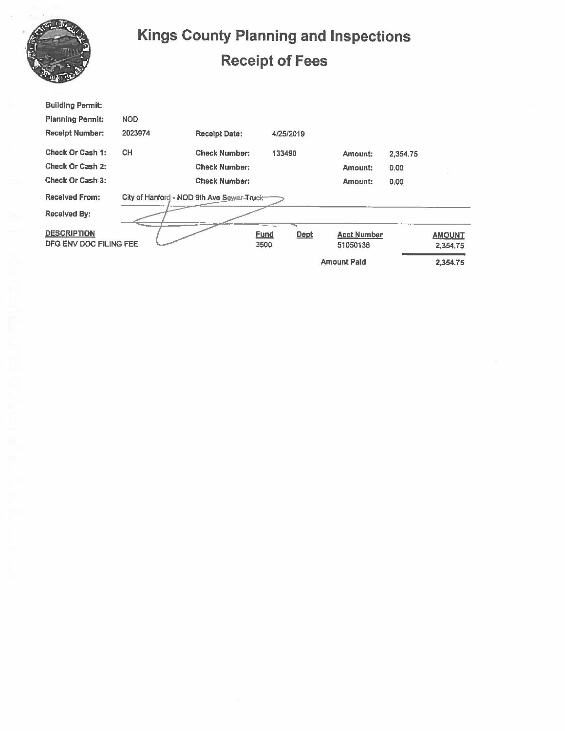# Kings County Planning and Inspections

## Receipt of Fees

| | | | | | |
|---|---|---|---|---|---|
| **Building Permit:** | | | | | |
| **Planning Permit:** | NOD | | | | |
| **Receipt Number:** | 2023974 | **Receipt Date:** | 4/25/2019 | | |
| **Check Or Cash 1:** | CH | **Check Number:** | 133490 | **Amount:** | 2,354.75 |
| **Check Or Cash 2:** | | **Check Number:** | | **Amount:** | 0.00 |
| **Check Or Cash 3:** | | **Check Number:** | | **Amount:** | 0.00 |

**Received From:** City of Hanford - NOD 9th Ave Sewer-Truck

**Received By:**

| DESCRIPTION | Fund | Dept | Acct Number | AMOUNT |
|---|---|---|---|---|
| DFG ENV DOC FILING FEE | 3500 | | 51050138 | 2,354.75 |
| | | | Amount Paid | 2,354.75 |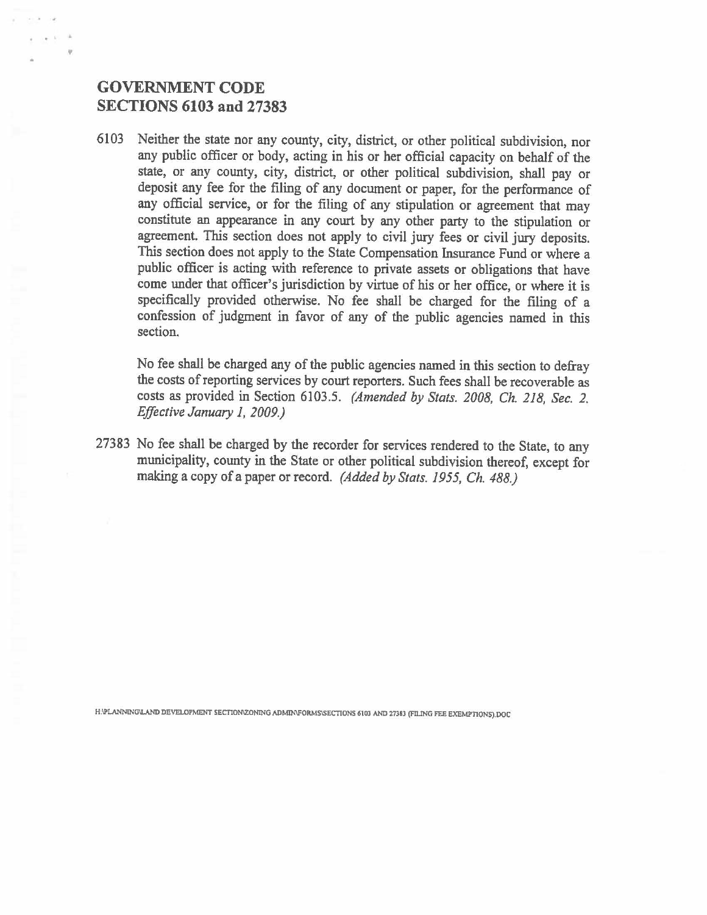# GOVERNMENT CODE SECTIONS 6103 and 27383

6103 Neither the state nor any county, city, district, or other political subdivision, nor any public officer or body, acting in his or her official capacity on behalf of the state, or any county, city, district, or other political subdivision, shall pay or deposit any fee for the filing of any document or paper, for the performance of any official service, or for the filing of any stipulation or agreement that may constitute an appearance in any court by any other party to the stipulation or agreement. This section does not apply to civil jury fees or civil jury deposits. This section does not apply to the State Compensation Insurance Fund or where a public officer is acting with reference to private assets or obligations that have come under that officer's jurisdiction by virtue of his or her office, or where it is specifically provided otherwise. No fee shall be charged for the filing of a confession of judgment in favor of any of the public agencies named in this section.

No fee shall be charged any of the public agencies named in this section to defray the costs of reporting services by court reporters. Such fees shall be recoverable as costs as provided in Section 6103.5. *(Amended by Stats. 2008, Ch. 218, Sec. 2. Effective January 1, 2009.)*

27383 No fee shall be charged by the recorder for services rendered to the State, to any municipality, county in the State or other political subdivision thereof, except for making a copy of a paper or record. *(Added by Stats. 1955, Ch. 488.)*

H:\PLANNING\LAND DEVELOPMENT SECTION\ZONING ADMIN\FORMS\SECTIONS 6103 AND 27383 (FILING FEE EXEMPTIONS).DOC